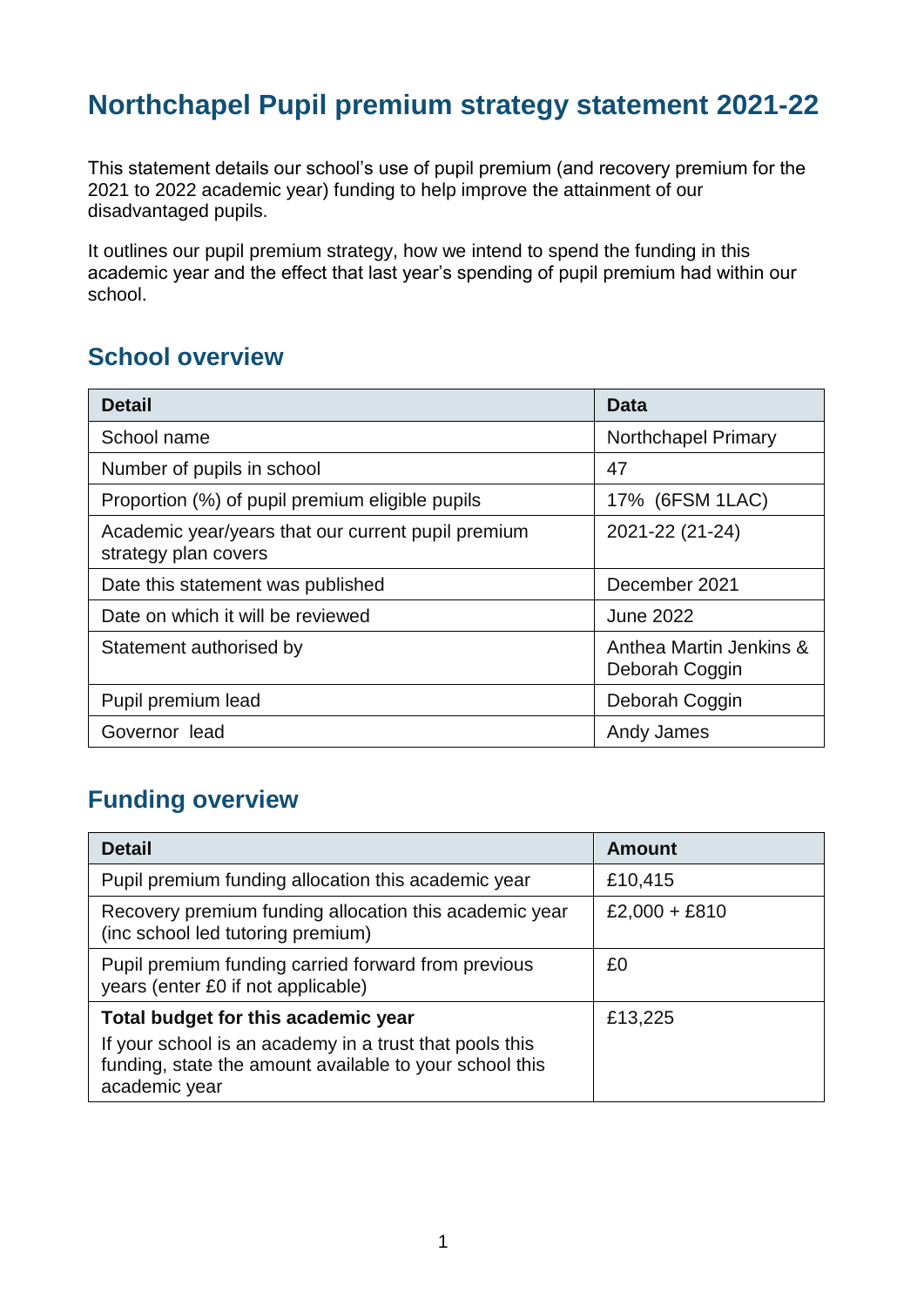# Northchapel Pupil premium strategy statement 2021-22

This statement details our school's use of pupil premium (and recovery premium for the 2021 to 2022 academic year) funding to help improve the attainment of our disadvantaged pupils.

It outlines our pupil premium strategy, how we intend to spend the funding in this academic year and the effect that last year's spending of pupil premium had within our school.

## School overview

| Detail | Data |
|---|---|
| School name | Northchapel Primary |
| Number of pupils in school | 47 |
| Proportion (%) of pupil premium eligible pupils | 17% (6FSM 1LAC) |
| Academic year/years that our current pupil premium strategy plan covers | 2021-22 (21-24) |
| Date this statement was published | December 2021 |
| Date on which it will be reviewed | June 2022 |
| Statement authorised by | Anthea Martin Jenkins & Deborah Coggin |
| Pupil premium lead | Deborah Coggin |
| Governor lead | Andy James |

## Funding overview

| Detail | Amount |
|---|---|
| Pupil premium funding allocation this academic year | £10,415 |
| Recovery premium funding allocation this academic year (inc school led tutoring premium) | £2,000 + £810 |
| Pupil premium funding carried forward from previous years (enter £0 if not applicable) | £0 |
| **Total budget for this academic year**<br>If your school is an academy in a trust that pools this funding, state the amount available to your school this academic year | £13,225 |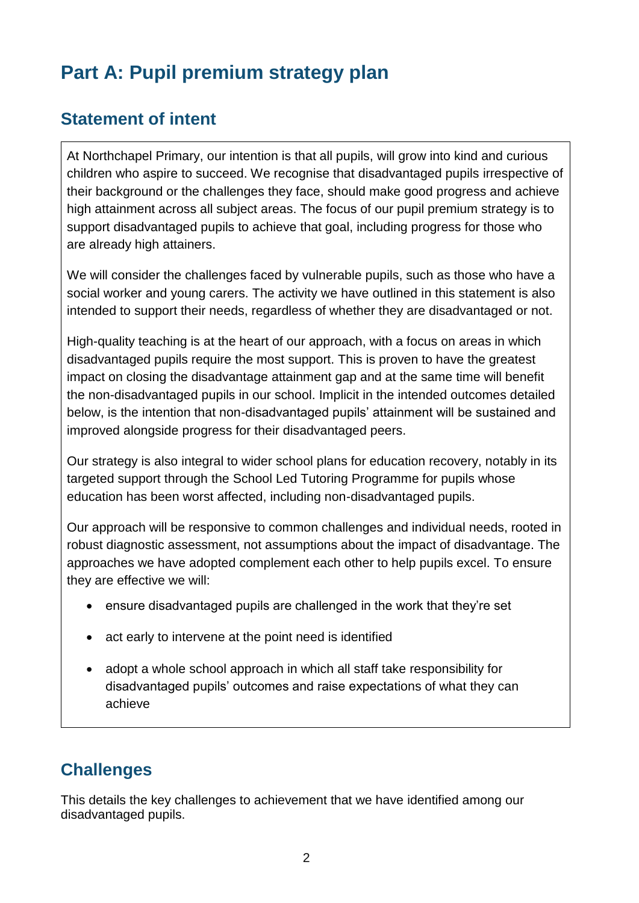# Part A: Pupil premium strategy plan

## Statement of intent

At Northchapel Primary, our intention is that all pupils, will grow into kind and curious children who aspire to succeed. We recognise that disadvantaged pupils irrespective of their background or the challenges they face, should make good progress and achieve high attainment across all subject areas. The focus of our pupil premium strategy is to support disadvantaged pupils to achieve that goal, including progress for those who are already high attainers.

We will consider the challenges faced by vulnerable pupils, such as those who have a social worker and young carers. The activity we have outlined in this statement is also intended to support their needs, regardless of whether they are disadvantaged or not.

High-quality teaching is at the heart of our approach, with a focus on areas in which disadvantaged pupils require the most support. This is proven to have the greatest impact on closing the disadvantage attainment gap and at the same time will benefit the non-disadvantaged pupils in our school. Implicit in the intended outcomes detailed below, is the intention that non-disadvantaged pupils' attainment will be sustained and improved alongside progress for their disadvantaged peers.

Our strategy is also integral to wider school plans for education recovery, notably in its targeted support through the School Led Tutoring Programme for pupils whose education has been worst affected, including non-disadvantaged pupils.

Our approach will be responsive to common challenges and individual needs, rooted in robust diagnostic assessment, not assumptions about the impact of disadvantage. The approaches we have adopted complement each other to help pupils excel. To ensure they are effective we will:

- ensure disadvantaged pupils are challenged in the work that they're set
- act early to intervene at the point need is identified
- adopt a whole school approach in which all staff take responsibility for disadvantaged pupils' outcomes and raise expectations of what they can achieve

## Challenges

This details the key challenges to achievement that we have identified among our disadvantaged pupils.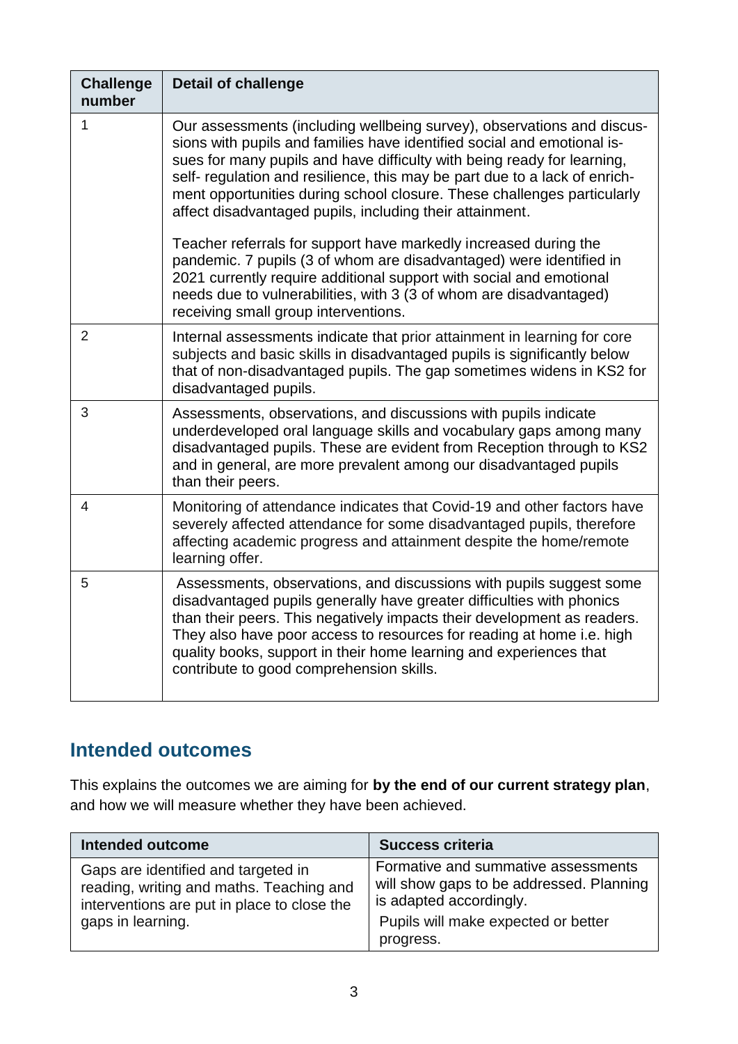| Challenge number | Detail of challenge |
|---|---|
| 1 | Our assessments (including wellbeing survey), observations and discussions with pupils and families have identified social and emotional issues for many pupils and have difficulty with being ready for learning, self- regulation and resilience, this may be part due to a lack of enrichment opportunities during school closure. These challenges particularly affect disadvantaged pupils, including their attainment.<br><br>Teacher referrals for support have markedly increased during the pandemic. 7 pupils (3 of whom are disadvantaged) were identified in 2021 currently require additional support with social and emotional needs due to vulnerabilities, with 3 (3 of whom are disadvantaged) receiving small group interventions. |
| 2 | Internal assessments indicate that prior attainment in learning for core subjects and basic skills in disadvantaged pupils is significantly below that of non-disadvantaged pupils. The gap sometimes widens in KS2 for disadvantaged pupils. |
| 3 | Assessments, observations, and discussions with pupils indicate underdeveloped oral language skills and vocabulary gaps among many disadvantaged pupils. These are evident from Reception through to KS2 and in general, are more prevalent among our disadvantaged pupils than their peers. |
| 4 | Monitoring of attendance indicates that Covid-19 and other factors have severely affected attendance for some disadvantaged pupils, therefore affecting academic progress and attainment despite the home/remote learning offer. |
| 5 | Assessments, observations, and discussions with pupils suggest some disadvantaged pupils generally have greater difficulties with phonics than their peers. This negatively impacts their development as readers. They also have poor access to resources for reading at home i.e. high quality books, support in their home learning and experiences that contribute to good comprehension skills. |

## Intended outcomes

This explains the outcomes we are aiming for **by the end of our current strategy plan**, and how we will measure whether they have been achieved.

| Intended outcome | Success criteria |
|---|---|
| Gaps are identified and targeted in reading, writing and maths. Teaching and interventions are put in place to close the gaps in learning. | Formative and summative assessments will show gaps to be addressed. Planning is adapted accordingly.<br><br>Pupils will make expected or better progress. |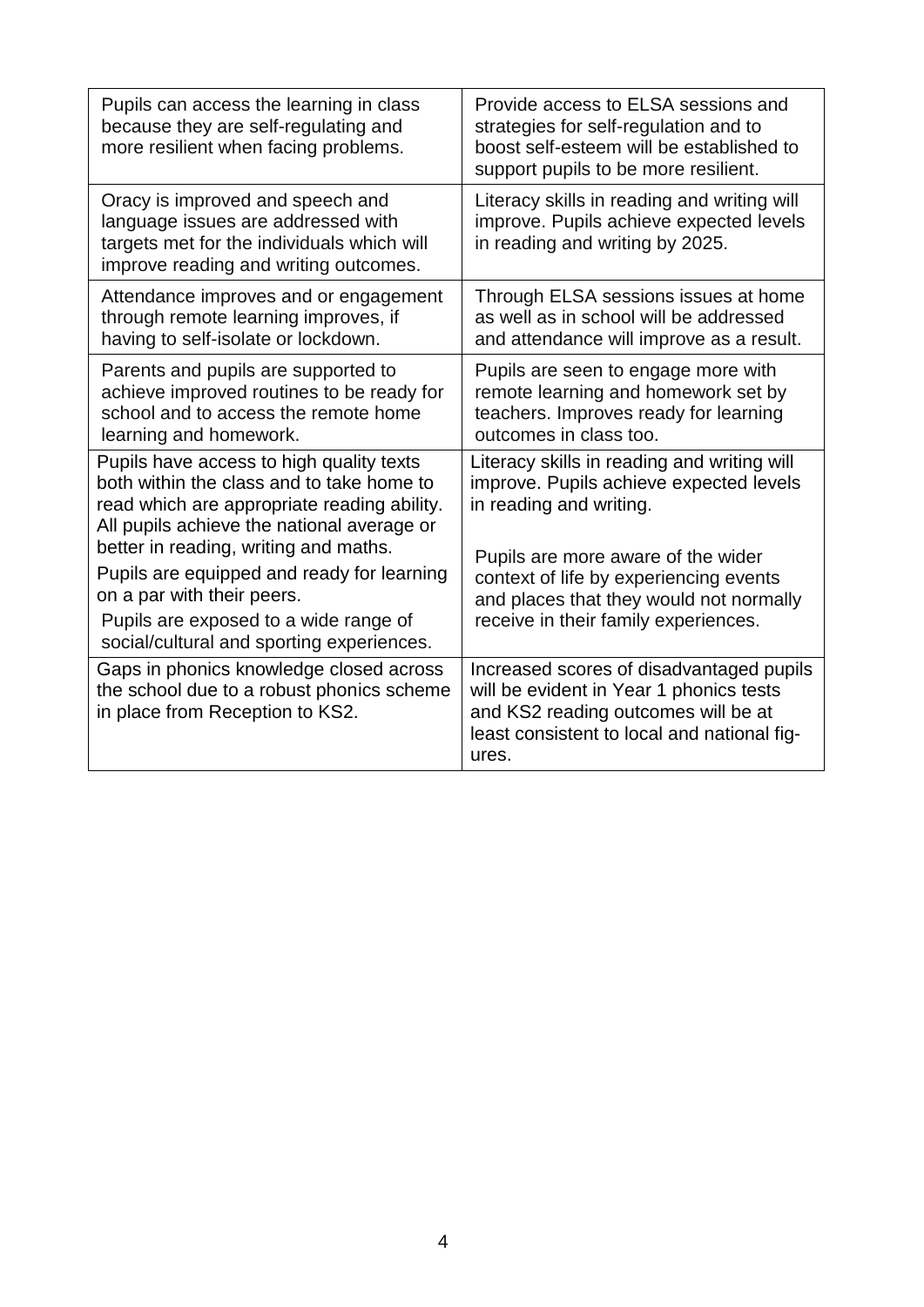| | |
|---|---|
| Pupils can access the learning in class because they are self-regulating and more resilient when facing problems. | Provide access to ELSA sessions and strategies for self-regulation and to boost self-esteem will be established to support pupils to be more resilient. |
| Oracy is improved and speech and language issues are addressed with targets met for the individuals which will improve reading and writing outcomes. | Literacy skills in reading and writing will improve. Pupils achieve expected levels in reading and writing by 2025. |
| Attendance improves and or engagement through remote learning improves, if having to self-isolate or lockdown. | Through ELSA sessions issues at home as well as in school will be addressed and attendance will improve as a result. |
| Parents and pupils are supported to achieve improved routines to be ready for school and to access the remote home learning and homework. | Pupils are seen to engage more with remote learning and homework set by teachers. Improves ready for learning outcomes in class too. |
| Pupils have access to high quality texts both within the class and to take home to read which are appropriate reading ability. All pupils achieve the national average or better in reading, writing and maths.<br>Pupils are equipped and ready for learning on a par with their peers.<br>Pupils are exposed to a wide range of social/cultural and sporting experiences. | Literacy skills in reading and writing will improve. Pupils achieve expected levels in reading and writing.<br><br>Pupils are more aware of the wider context of life by experiencing events and places that they would not normally receive in their family experiences. |
| Gaps in phonics knowledge closed across the school due to a robust phonics scheme in place from Reception to KS2. | Increased scores of disadvantaged pupils will be evident in Year 1 phonics tests and KS2 reading outcomes will be at least consistent to local and national figures. |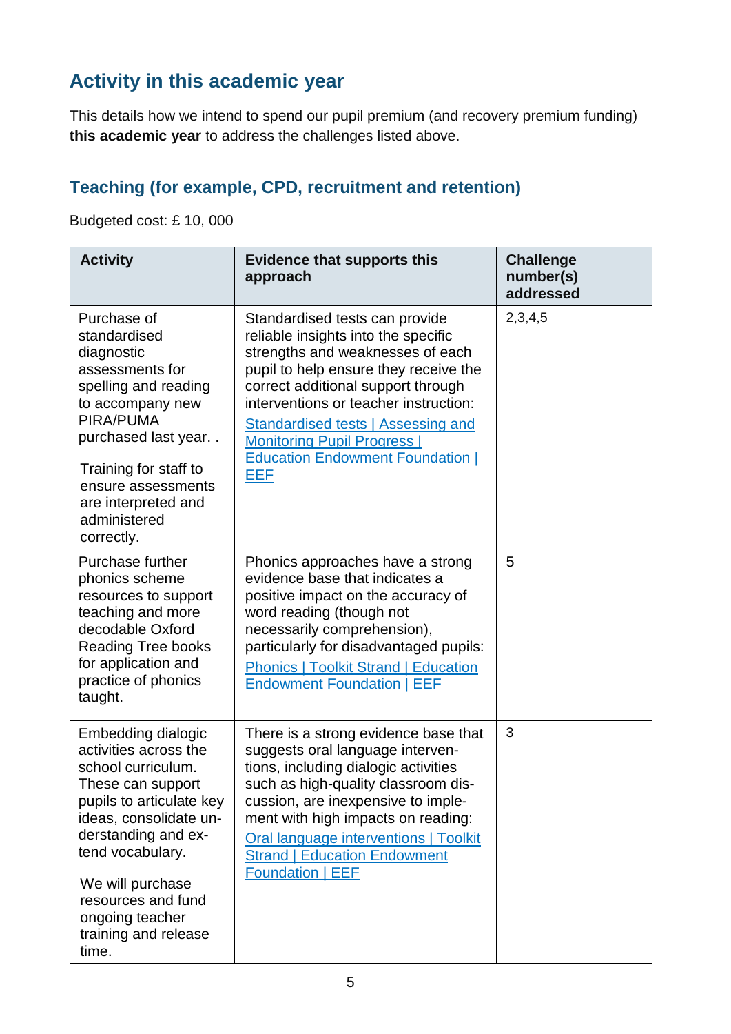## Activity in this academic year

This details how we intend to spend our pupil premium (and recovery premium funding) **this academic year** to address the challenges listed above.

### Teaching (for example, CPD, recruitment and retention)

Budgeted cost: £ 10, 000

| Activity | Evidence that supports this approach | Challenge number(s) addressed |
| --- | --- | --- |
| Purchase of standardised diagnostic assessments for spelling and reading to accompany new PIRA/PUMA purchased last year. . <br><br> Training for staff to ensure assessments are interpreted and administered correctly. | Standardised tests can provide reliable insights into the specific strengths and weaknesses of each pupil to help ensure they receive the correct additional support through interventions or teacher instruction: <br> [Standardised tests \| Assessing and Monitoring Pupil Progress \| Education Endowment Foundation \| EEF]() | 2,3,4,5 |
| Purchase further phonics scheme resources to support teaching and more decodable Oxford Reading Tree books for application and practice of phonics taught. | Phonics approaches have a strong evidence base that indicates a positive impact on the accuracy of word reading (though not necessarily comprehension), particularly for disadvantaged pupils: <br> [Phonics \| Toolkit Strand \| Education Endowment Foundation \| EEF]() | 5 |
| Embedding dialogic activities across the school curriculum. These can support pupils to articulate key ideas, consolidate understanding and extend vocabulary. <br><br> We will purchase resources and fund ongoing teacher training and release time. | There is a strong evidence base that suggests oral language interventions, including dialogic activities such as high-quality classroom discussion, are inexpensive to implement with high impacts on reading: <br> [Oral language interventions \| Toolkit Strand \| Education Endowment Foundation \| EEF]() | 3 |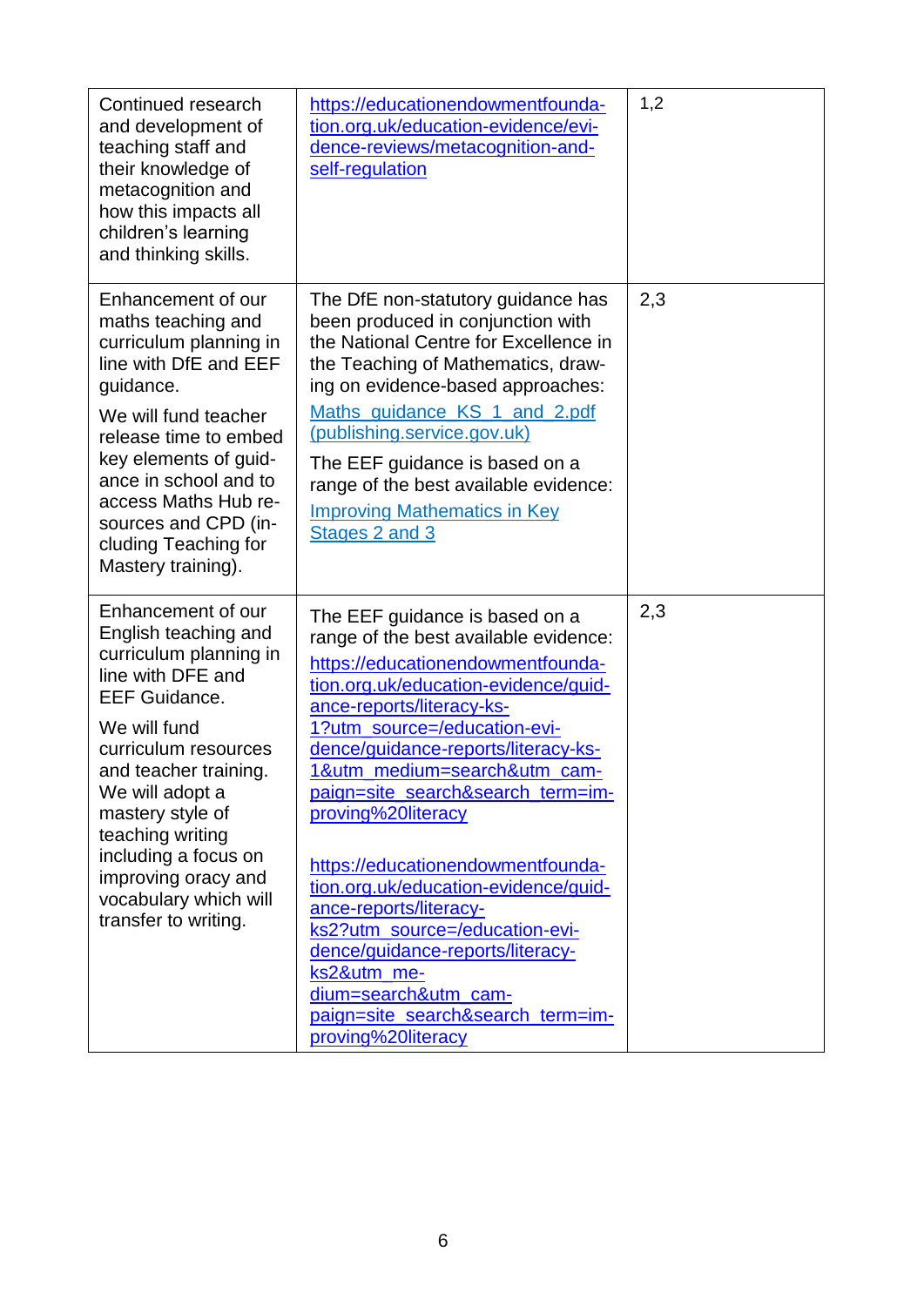| | | |
|---|---|---|
| Continued research and development of teaching staff and their knowledge of metacognition and how this impacts all children's learning and thinking skills. | [https://educationendowmentfoundation.org.uk/education-evidence/evidence-reviews/metacognition-and-self-regulation](https://educationendowmentfoundation.org.uk/education-evidence/evidence-reviews/metacognition-and-self-regulation) | 1,2 |
| Enhancement of our maths teaching and curriculum planning in line with DfE and EEF guidance.<br><br>We will fund teacher release time to embed key elements of guidance in school and to access Maths Hub resources and CPD (including Teaching for Mastery training). | The DfE non-statutory guidance has been produced in conjunction with the National Centre for Excellence in the Teaching of Mathematics, drawing on evidence-based approaches:<br><br>[Maths_guidance_KS_1_and_2.pdf (publishing.service.gov.uk)]()<br><br>The EEF guidance is based on a range of the best available evidence:<br><br>[Improving Mathematics in Key Stages 2 and 3]() | 2,3 |
| Enhancement of our English teaching and curriculum planning in line with DFE and EEF Guidance.<br><br>We will fund curriculum resources and teacher training. We will adopt a mastery style of teaching writing including a focus on improving oracy and vocabulary which will transfer to writing. | The EEF guidance is based on a range of the best available evidence:<br><br>[https://educationendowmentfoundation.org.uk/education-evidence/guidance-reports/literacy-ks-1?utm_source=/education-evidence/guidance-reports/literacy-ks-1&utm_medium=search&utm_campaign=site_search&search_term=improving%20literacy](https://educationendowmentfoundation.org.uk/education-evidence/guidance-reports/literacy-ks-1?utm_source=/education-evidence/guidance-reports/literacy-ks-1&utm_medium=search&utm_campaign=site_search&search_term=improving%20literacy)<br><br>[https://educationendowmentfoundation.org.uk/education-evidence/guidance-reports/literacy-ks2?utm_source=/education-evidence/guidance-reports/literacy-ks2&utm_medium=search&utm_campaign=site_search&search_term=improving%20literacy](https://educationendowmentfoundation.org.uk/education-evidence/guidance-reports/literacy-ks2?utm_source=/education-evidence/guidance-reports/literacy-ks2&utm_medium=search&utm_campaign=site_search&search_term=improving%20literacy) | 2,3 |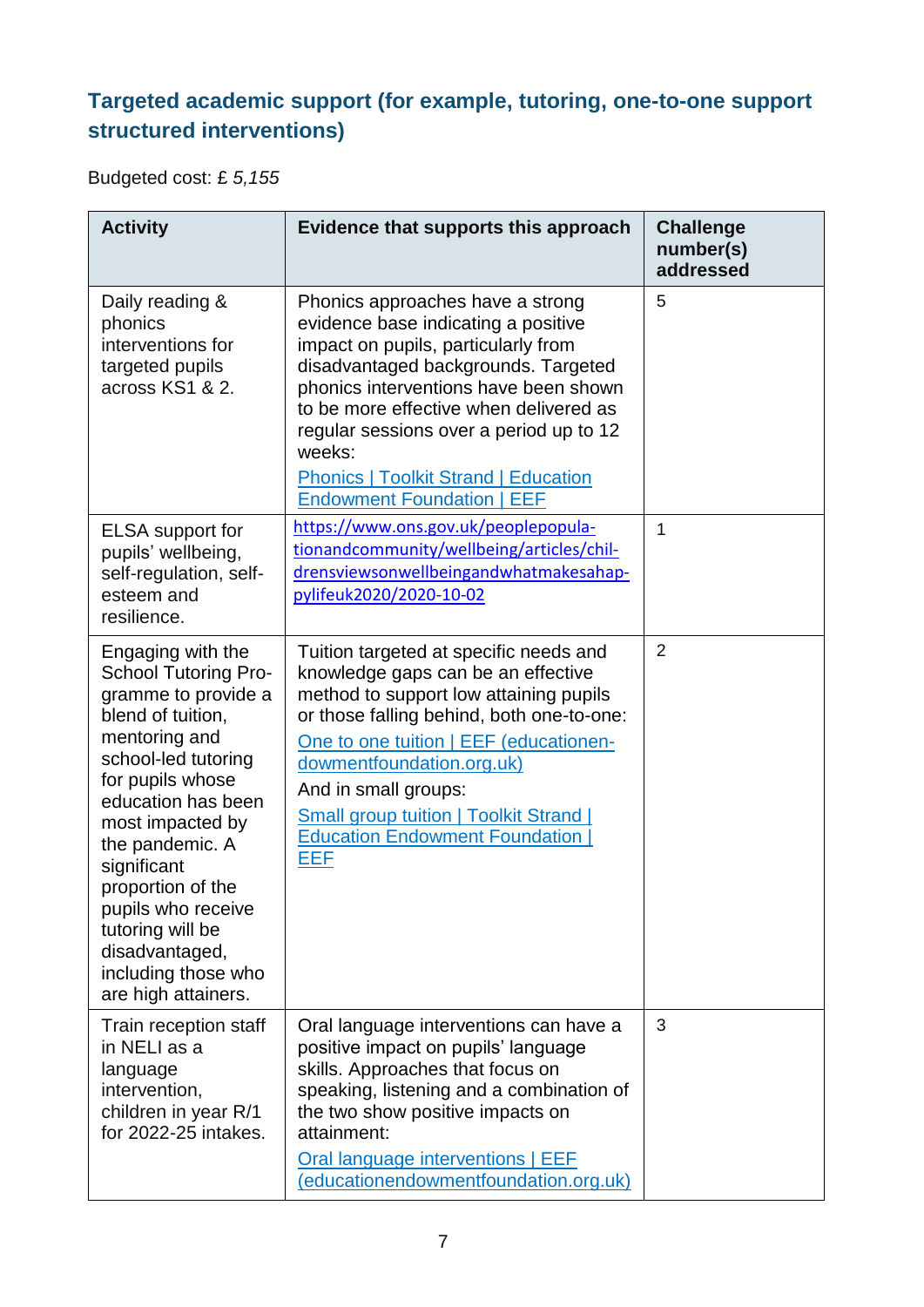## Targeted academic support (for example, tutoring, one-to-one support structured interventions)

Budgeted cost: £ *5,155*

| Activity | Evidence that supports this approach | Challenge number(s) addressed |
|---|---|---|
| Daily reading & phonics interventions for targeted pupils across KS1 & 2. | Phonics approaches have a strong evidence base indicating a positive impact on pupils, particularly from disadvantaged backgrounds. Targeted phonics interventions have been shown to be more effective when delivered as regular sessions over a period up to 12 weeks: Phonics \| Toolkit Strand \| Education Endowment Foundation \| EEF | 5 |
| ELSA support for pupils' wellbeing, self-regulation, self-esteem and resilience. | https://www.ons.gov.uk/peoplepopulationandcommunity/wellbeing/articles/childrensviewsonwellbeingandwhatmakesahappylifeuk2020/2020-10-02 | 1 |
| Engaging with the School Tutoring Programme to provide a blend of tuition, mentoring and school-led tutoring for pupils whose education has been most impacted by the pandemic. A significant proportion of the pupils who receive tutoring will be disadvantaged, including those who are high attainers. | Tuition targeted at specific needs and knowledge gaps can be an effective method to support low attaining pupils or those falling behind, both one-to-one: One to one tuition \| EEF (educationendowmentfoundation.org.uk) And in small groups: Small group tuition \| Toolkit Strand \| Education Endowment Foundation \| EEF | 2 |
| Train reception staff in NELI as a language intervention, children in year R/1 for 2022-25 intakes. | Oral language interventions can have a positive impact on pupils' language skills. Approaches that focus on speaking, listening and a combination of the two show positive impacts on attainment: Oral language interventions \| EEF (educationendowmentfoundation.org.uk) | 3 |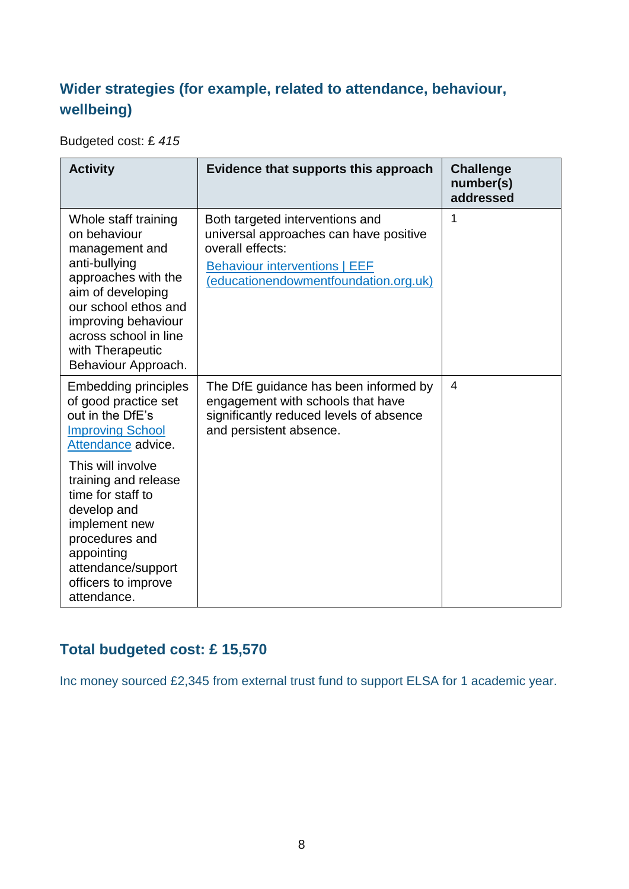## Wider strategies (for example, related to attendance, behaviour, wellbeing)

Budgeted cost: £ *415*

| Activity | Evidence that supports this approach | Challenge number(s) addressed |
|---|---|---|
| Whole staff training on behaviour management and anti-bullying approaches with the aim of developing our school ethos and improving behaviour across school in line with Therapeutic Behaviour Approach. | Both targeted interventions and universal approaches can have positive overall effects: [Behaviour interventions \| EEF (educationendowmentfoundation.org.uk)](educationendowmentfoundation.org.uk) | 1 |
| Embedding principles of good practice set out in the DfE's [Improving School Attendance]() advice.<br><br>This will involve training and release time for staff to develop and implement new procedures and appointing attendance/support officers to improve attendance. | The DfE guidance has been informed by engagement with schools that have significantly reduced levels of absence and persistent absence. | 4 |

## Total budgeted cost: £ 15,570

Inc money sourced £2,345 from external trust fund to support ELSA for 1 academic year.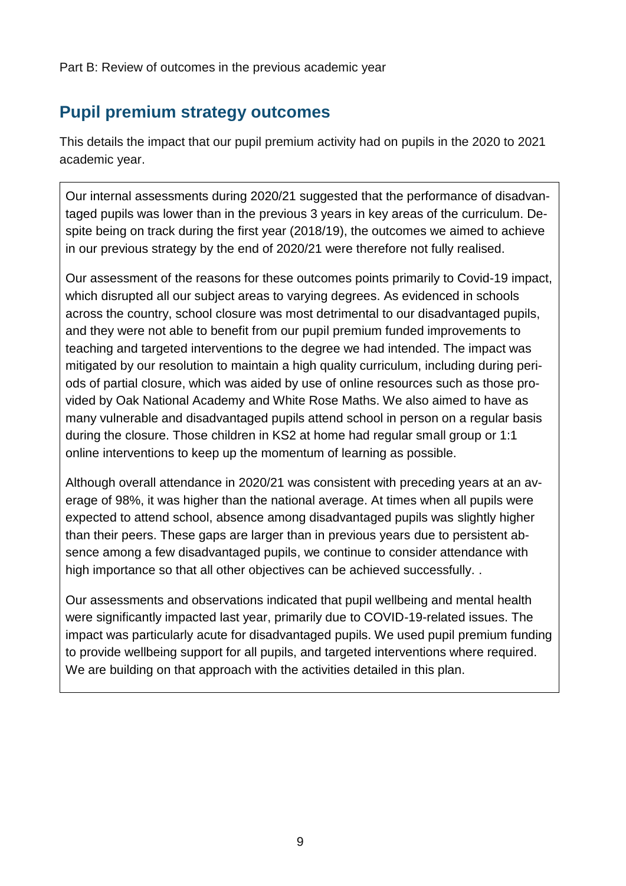Part B: Review of outcomes in the previous academic year

## Pupil premium strategy outcomes

This details the impact that our pupil premium activity had on pupils in the 2020 to 2021 academic year.

Our internal assessments during 2020/21 suggested that the performance of disadvantaged pupils was lower than in the previous 3 years in key areas of the curriculum. Despite being on track during the first year (2018/19), the outcomes we aimed to achieve in our previous strategy by the end of 2020/21 were therefore not fully realised.

Our assessment of the reasons for these outcomes points primarily to Covid-19 impact, which disrupted all our subject areas to varying degrees. As evidenced in schools across the country, school closure was most detrimental to our disadvantaged pupils, and they were not able to benefit from our pupil premium funded improvements to teaching and targeted interventions to the degree we had intended. The impact was mitigated by our resolution to maintain a high quality curriculum, including during periods of partial closure, which was aided by use of online resources such as those provided by Oak National Academy and White Rose Maths. We also aimed to have as many vulnerable and disadvantaged pupils attend school in person on a regular basis during the closure. Those children in KS2 at home had regular small group or 1:1 online interventions to keep up the momentum of learning as possible.

Although overall attendance in 2020/21 was consistent with preceding years at an average of 98%, it was higher than the national average. At times when all pupils were expected to attend school, absence among disadvantaged pupils was slightly higher than their peers. These gaps are larger than in previous years due to persistent absence among a few disadvantaged pupils, we continue to consider attendance with high importance so that all other objectives can be achieved successfully. .

Our assessments and observations indicated that pupil wellbeing and mental health were significantly impacted last year, primarily due to COVID-19-related issues. The impact was particularly acute for disadvantaged pupils. We used pupil premium funding to provide wellbeing support for all pupils, and targeted interventions where required. We are building on that approach with the activities detailed in this plan.